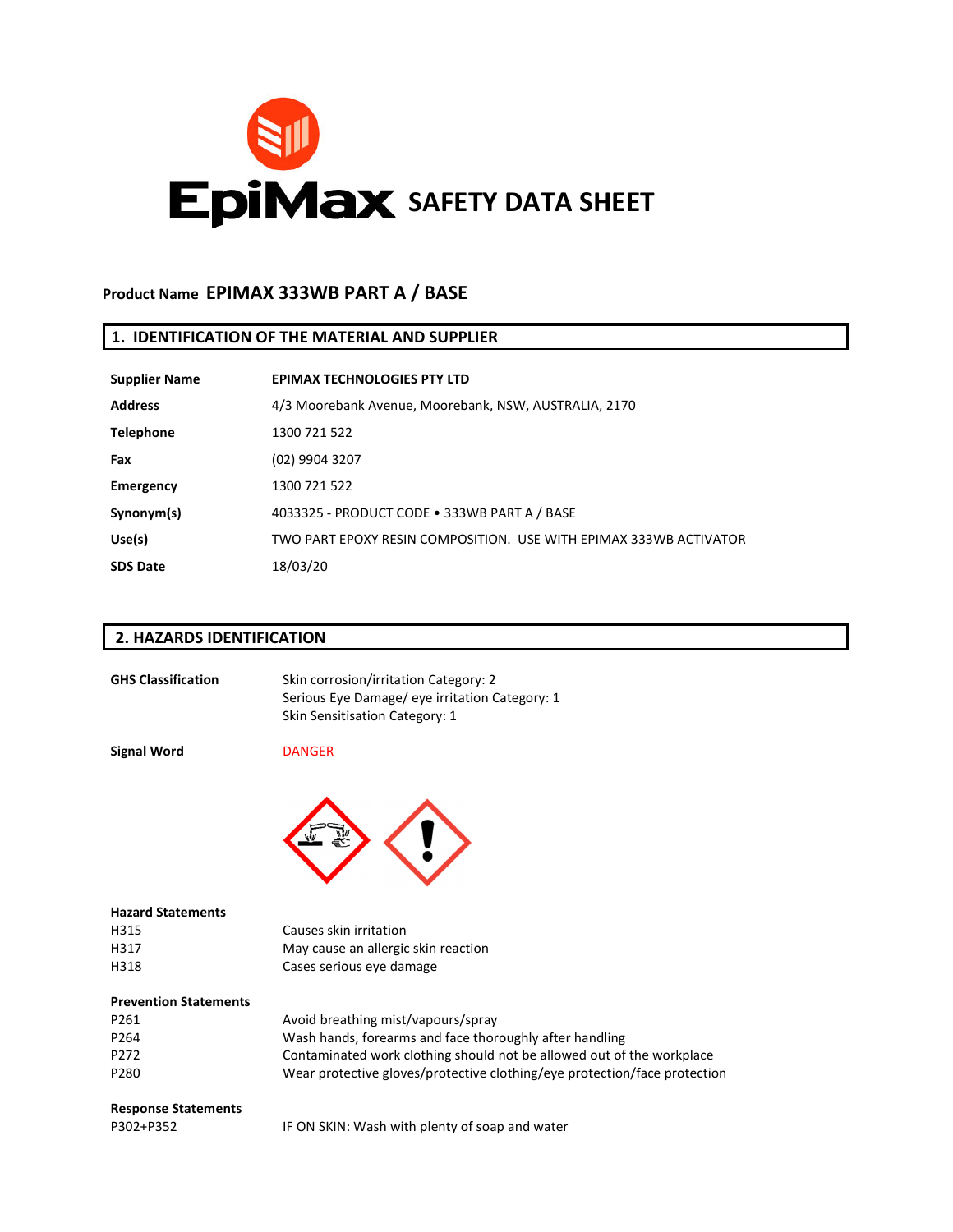# EpiMax SAFETY DATA SHEET

**Product Name** **EPIMAX 333WB PART A / BASE**

## 1. IDENTIFICATION OF THE MATERIAL AND SUPPLIER

| | |
|---|---|
| **Supplier Name** | **EPIMAX TECHNOLOGIES PTY LTD** |
| **Address** | 4/3 Moorebank Avenue, Moorebank, NSW, AUSTRALIA, 2170 |
| **Telephone** | 1300 721 522 |
| **Fax** | (02) 9904 3207 |
| **Emergency** | 1300 721 522 |
| **Synonym(s)** | 4033325 - PRODUCT CODE • 333WB PART A / BASE |
| **Use(s)** | TWO PART EPOXY RESIN COMPOSITION. USE WITH EPIMAX 333WB ACTIVATOR |
| **SDS Date** | 18/03/20 |

## 2. HAZARDS IDENTIFICATION

**GHS Classification**
Skin corrosion/irritation Category: 2
Serious Eye Damage/ eye irritation Category: 1
Skin Sensitisation Category: 1

**Signal Word** DANGER

**Hazard Statements**

| | |
|---|---|
| H315 | Causes skin irritation |
| H317 | May cause an allergic skin reaction |
| H318 | Cases serious eye damage |

**Prevention Statements**

| | |
|---|---|
| P261 | Avoid breathing mist/vapours/spray |
| P264 | Wash hands, forearms and face thoroughly after handling |
| P272 | Contaminated work clothing should not be allowed out of the workplace |
| P280 | Wear protective gloves/protective clothing/eye protection/face protection |

**Response Statements**

| | |
|---|---|
| P302+P352 | IF ON SKIN: Wash with plenty of soap and water |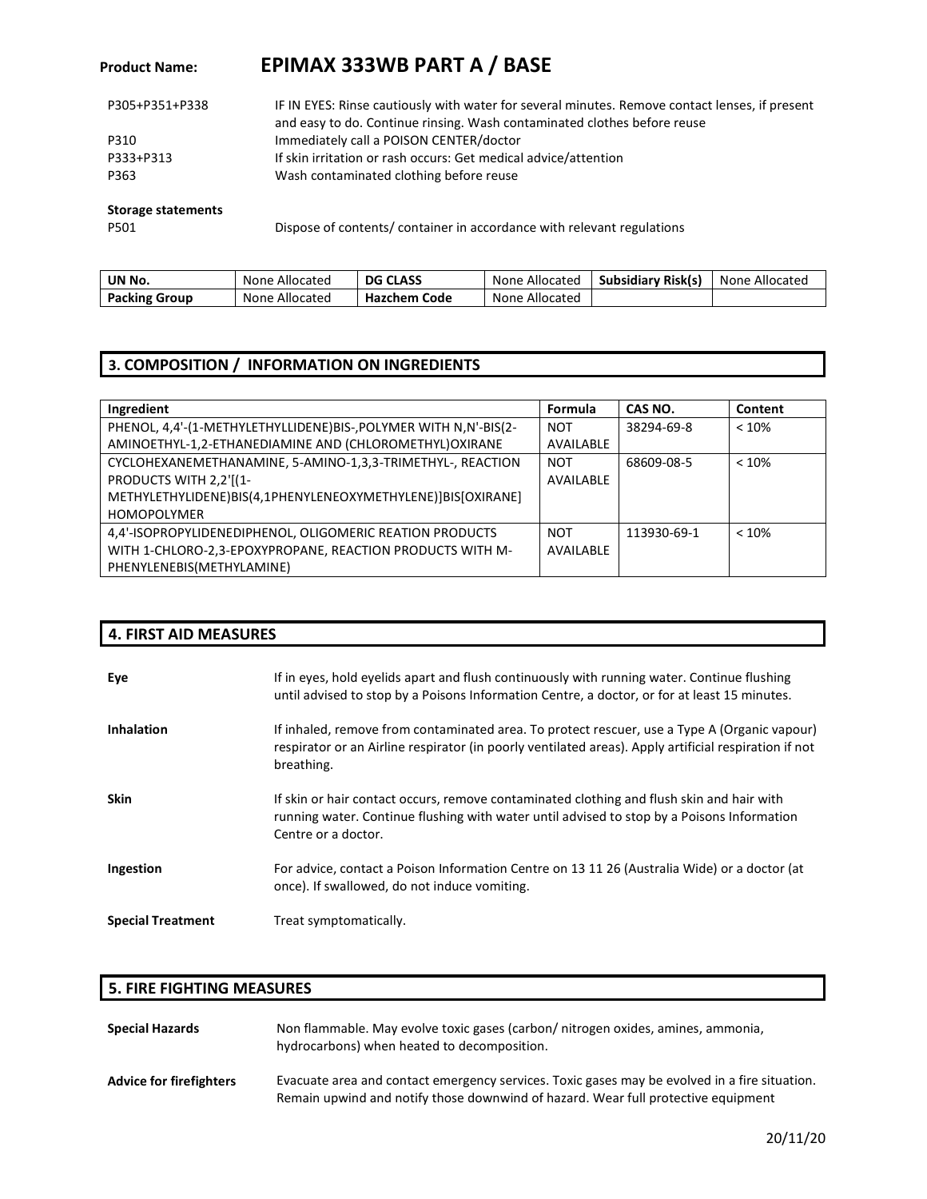**Product Name:** **EPIMAX 333WB PART A / BASE**

| | |
|---|---|
| P305+P351+P338 | IF IN EYES: Rinse cautiously with water for several minutes. Remove contact lenses, if present and easy to do. Continue rinsing. Wash contaminated clothes before reuse |
| P310 | Immediately call a POISON CENTER/doctor |
| P333+P313 | If skin irritation or rash occurs: Get medical advice/attention |
| P363 | Wash contaminated clothing before reuse |

**Storage statements**

| | |
|---|---|
| P501 | Dispose of contents/ container in accordance with relevant regulations |

| **UN No.** | None Allocated | **DG CLASS** | None Allocated | **Subsidiary Risk(s)** | None Allocated |
|---|---|---|---|---|---|
| **Packing Group** | None Allocated | **Hazchem Code** | None Allocated | | |

## 3. COMPOSITION / INFORMATION ON INGREDIENTS

| Ingredient | Formula | CAS NO. | Content |
|---|---|---|---|
| PHENOL, 4,4'-(1-METHYLETHYLLIDENE)BIS-,POLYMER WITH N,N'-BIS(2-AMINOETHYL-1,2-ETHANEDIAMINE AND (CHLOROMETHYL)OXIRANE | NOT AVAILABLE | 38294-69-8 | < 10% |
| CYCLOHEXANEMETHANAMINE, 5-AMINO-1,3,3-TRIMETHYL-, REACTION PRODUCTS WITH 2,2'[(1-METHYLETHYLIDENE)BIS(4,1PHENYLENEOXYMETHYLENE)]BIS[OXIRANE] HOMOPOLYMER | NOT AVAILABLE | 68609-08-5 | < 10% |
| 4,4'-ISOPROPYLIDENEDIPHENOL, OLIGOMERIC REATION PRODUCTS WITH 1-CHLORO-2,3-EPOXYPROPANE, REACTION PRODUCTS WITH M-PHENYLENEBIS(METHYLAMINE) | NOT AVAILABLE | 113930-69-1 | < 10% |

## 4. FIRST AID MEASURES

**Eye** If in eyes, hold eyelids apart and flush continuously with running water. Continue flushing until advised to stop by a Poisons Information Centre, a doctor, or for at least 15 minutes.

**Inhalation** If inhaled, remove from contaminated area. To protect rescuer, use a Type A (Organic vapour) respirator or an Airline respirator (in poorly ventilated areas). Apply artificial respiration if not breathing.

**Skin** If skin or hair contact occurs, remove contaminated clothing and flush skin and hair with running water. Continue flushing with water until advised to stop by a Poisons Information Centre or a doctor.

**Ingestion** For advice, contact a Poison Information Centre on 13 11 26 (Australia Wide) or a doctor (at once). If swallowed, do not induce vomiting.

**Special Treatment** Treat symptomatically.

## 5. FIRE FIGHTING MEASURES

**Special Hazards** Non flammable. May evolve toxic gases (carbon/ nitrogen oxides, amines, ammonia, hydrocarbons) when heated to decomposition.

**Advice for firefighters** Evacuate area and contact emergency services. Toxic gases may be evolved in a fire situation. Remain upwind and notify those downwind of hazard. Wear full protective equipment

20/11/20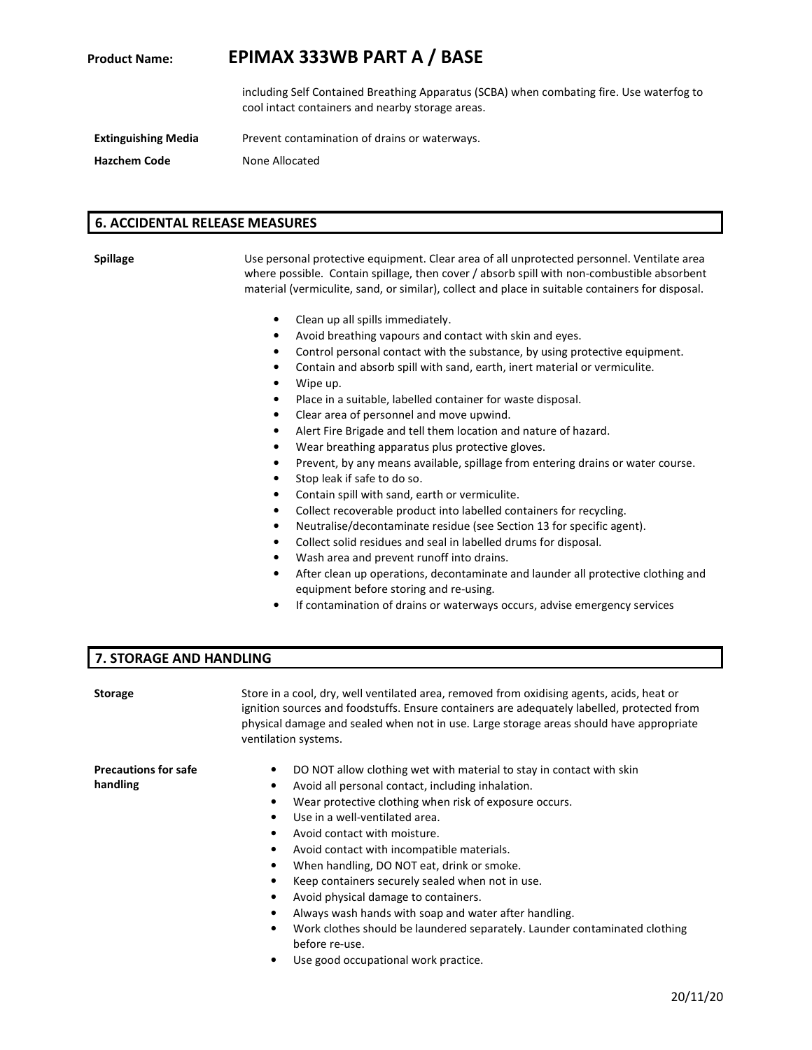including Self Contained Breathing Apparatus (SCBA) when combating fire. Use waterfog to cool intact containers and nearby storage areas.

| | |
|---|---|
| **Extinguishing Media** | Prevent contamination of drains or waterways. |
| **Hazchem Code** | None Allocated |

## 6. ACCIDENTAL RELEASE MEASURES

**Spillage**

Use personal protective equipment. Clear area of all unprotected personnel. Ventilate area where possible. Contain spillage, then cover / absorb spill with non-combustible absorbent material (vermiculite, sand, or similar), collect and place in suitable containers for disposal.

- Clean up all spills immediately.
- Avoid breathing vapours and contact with skin and eyes.
- Control personal contact with the substance, by using protective equipment.
- Contain and absorb spill with sand, earth, inert material or vermiculite.
- Wipe up.
- Place in a suitable, labelled container for waste disposal.
- Clear area of personnel and move upwind.
- Alert Fire Brigade and tell them location and nature of hazard.
- Wear breathing apparatus plus protective gloves.
- Prevent, by any means available, spillage from entering drains or water course.
- Stop leak if safe to do so.
- Contain spill with sand, earth or vermiculite.
- Collect recoverable product into labelled containers for recycling.
- Neutralise/decontaminate residue (see Section 13 for specific agent).
- Collect solid residues and seal in labelled drums for disposal.
- Wash area and prevent runoff into drains.
- After clean up operations, decontaminate and launder all protective clothing and equipment before storing and re-using.
- If contamination of drains or waterways occurs, advise emergency services

## 7. STORAGE AND HANDLING

**Storage**

Store in a cool, dry, well ventilated area, removed from oxidising agents, acids, heat or ignition sources and foodstuffs. Ensure containers are adequately labelled, protected from physical damage and sealed when not in use. Large storage areas should have appropriate ventilation systems.

**Precautions for safe handling**

- DO NOT allow clothing wet with material to stay in contact with skin
- Avoid all personal contact, including inhalation.
- Wear protective clothing when risk of exposure occurs.
- Use in a well-ventilated area.
- Avoid contact with moisture.
- Avoid contact with incompatible materials.
- When handling, DO NOT eat, drink or smoke.
- Keep containers securely sealed when not in use.
- Avoid physical damage to containers.
- Always wash hands with soap and water after handling.
- Work clothes should be laundered separately. Launder contaminated clothing before re-use.
- Use good occupational work practice.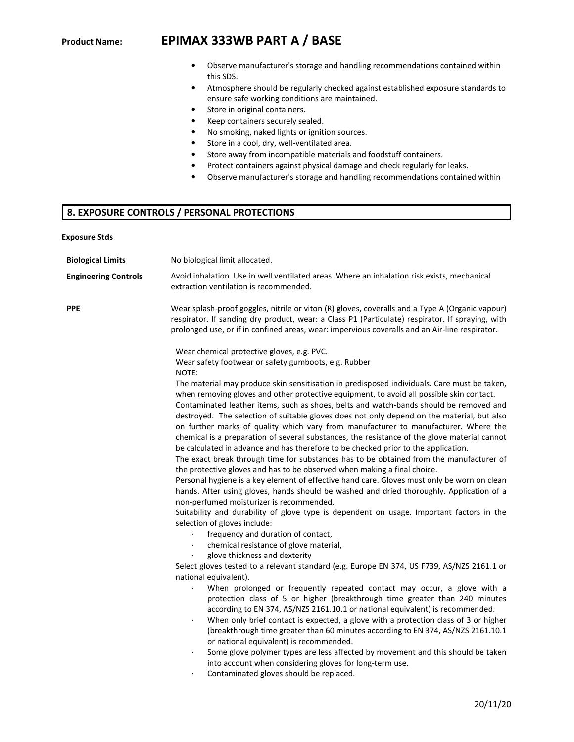- Observe manufacturer's storage and handling recommendations contained within this SDS.
- Atmosphere should be regularly checked against established exposure standards to ensure safe working conditions are maintained.
- Store in original containers.
- Keep containers securely sealed.
- No smoking, naked lights or ignition sources.
- Store in a cool, dry, well-ventilated area.
- Store away from incompatible materials and foodstuff containers.
- Protect containers against physical damage and check regularly for leaks.
- Observe manufacturer's storage and handling recommendations contained within

## 8. EXPOSURE CONTROLS / PERSONAL PROTECTIONS

**Exposure Stds**

**Biological Limits** No biological limit allocated.

**Engineering Controls** Avoid inhalation. Use in well ventilated areas. Where an inhalation risk exists, mechanical extraction ventilation is recommended.

**PPE** Wear splash-proof goggles, nitrile or viton (R) gloves, coveralls and a Type A (Organic vapour) respirator. If sanding dry product, wear: a Class P1 (Particulate) respirator. If spraying, with prolonged use, or if in confined areas, wear: impervious coveralls and an Air-line respirator.

Wear chemical protective gloves, e.g. PVC.
Wear safety footwear or safety gumboots, e.g. Rubber
NOTE:
The material may produce skin sensitisation in predisposed individuals. Care must be taken, when removing gloves and other protective equipment, to avoid all possible skin contact.
Contaminated leather items, such as shoes, belts and watch-bands should be removed and destroyed. The selection of suitable gloves does not only depend on the material, but also on further marks of quality which vary from manufacturer to manufacturer. Where the chemical is a preparation of several substances, the resistance of the glove material cannot be calculated in advance and has therefore to be checked prior to the application.
The exact break through time for substances has to be obtained from the manufacturer of the protective gloves and has to be observed when making a final choice.
Personal hygiene is a key element of effective hand care. Gloves must only be worn on clean hands. After using gloves, hands should be washed and dried thoroughly. Application of a non-perfumed moisturizer is recommended.
Suitability and durability of glove type is dependent on usage. Important factors in the selection of gloves include:

- frequency and duration of contact,
- chemical resistance of glove material,
- glove thickness and dexterity

Select gloves tested to a relevant standard (e.g. Europe EN 374, US F739, AS/NZS 2161.1 or national equivalent).

- When prolonged or frequently repeated contact may occur, a glove with a protection class of 5 or higher (breakthrough time greater than 240 minutes according to EN 374, AS/NZS 2161.10.1 or national equivalent) is recommended.
- When only brief contact is expected, a glove with a protection class of 3 or higher (breakthrough time greater than 60 minutes according to EN 374, AS/NZS 2161.10.1 or national equivalent) is recommended.
- Some glove polymer types are less affected by movement and this should be taken into account when considering gloves for long-term use.
- Contaminated gloves should be replaced.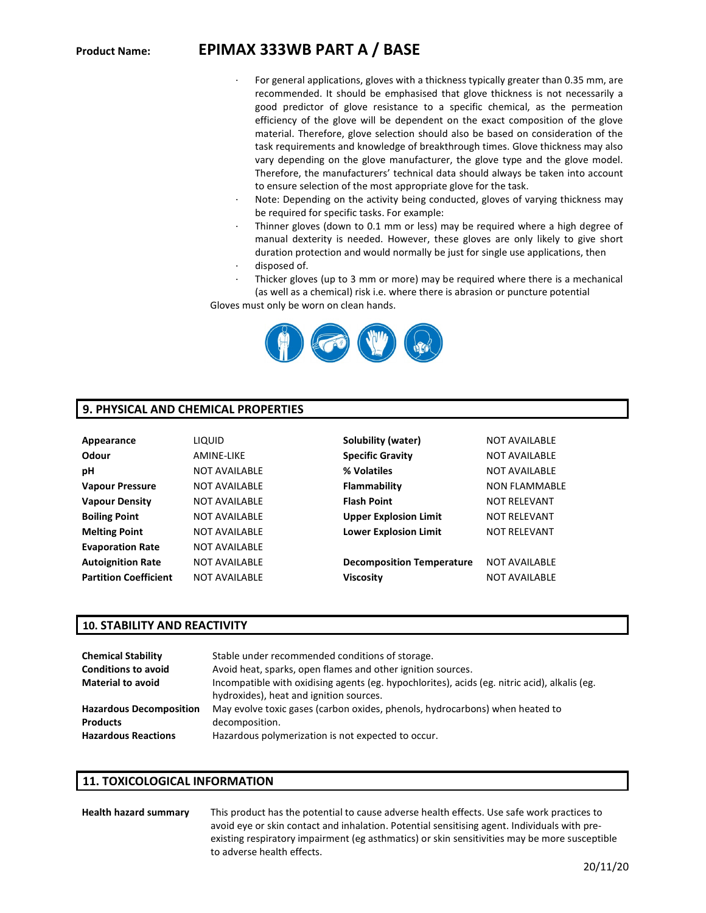## Product Name: EPIMAX 333WB PART A / BASE

- For general applications, gloves with a thickness typically greater than 0.35 mm, are recommended. It should be emphasised that glove thickness is not necessarily a good predictor of glove resistance to a specific chemical, as the permeation efficiency of the glove will be dependent on the exact composition of the glove material. Therefore, glove selection should also be based on consideration of the task requirements and knowledge of breakthrough times. Glove thickness may also vary depending on the glove manufacturer, the glove type and the glove model. Therefore, the manufacturers' technical data should always be taken into account to ensure selection of the most appropriate glove for the task.
- Note: Depending on the activity being conducted, gloves of varying thickness may be required for specific tasks. For example:
- Thinner gloves (down to 0.1 mm or less) may be required where a high degree of manual dexterity is needed. However, these gloves are only likely to give short duration protection and would normally be just for single use applications, then
- disposed of.
- Thicker gloves (up to 3 mm or more) may be required where there is a mechanical (as well as a chemical) risk i.e. where there is abrasion or puncture potential

Gloves must only be worn on clean hands.

## 9. PHYSICAL AND CHEMICAL PROPERTIES

| Property | Value | Property | Value |
|---|---|---|---|
| **Appearance** | LIQUID | **Solubility (water)** | NOT AVAILABLE |
| **Odour** | AMINE-LIKE | **Specific Gravity** | NOT AVAILABLE |
| **pH** | NOT AVAILABLE | **% Volatiles** | NOT AVAILABLE |
| **Vapour Pressure** | NOT AVAILABLE | **Flammability** | NON FLAMMABLE |
| **Vapour Density** | NOT AVAILABLE | **Flash Point** | NOT RELEVANT |
| **Boiling Point** | NOT AVAILABLE | **Upper Explosion Limit** | NOT RELEVANT |
| **Melting Point** | NOT AVAILABLE | **Lower Explosion Limit** | NOT RELEVANT |
| **Evaporation Rate** | NOT AVAILABLE | | |
| **Autoignition Rate** | NOT AVAILABLE | **Decomposition Temperature** | NOT AVAILABLE |
| **Partition Coefficient** | NOT AVAILABLE | **Viscosity** | NOT AVAILABLE |

## 10. STABILITY AND REACTIVITY

| | |
|---|---|
| **Chemical Stability** | Stable under recommended conditions of storage. |
| **Conditions to avoid** | Avoid heat, sparks, open flames and other ignition sources. |
| **Material to avoid** | Incompatible with oxidising agents (eg. hypochlorites), acids (eg. nitric acid), alkalis (eg. hydroxides), heat and ignition sources. |
| **Hazardous Decomposition Products** | May evolve toxic gases (carbon oxides, phenols, hydrocarbons) when heated to decomposition. |
| **Hazardous Reactions** | Hazardous polymerization is not expected to occur. |

## 11. TOXICOLOGICAL INFORMATION

**Health hazard summary** This product has the potential to cause adverse health effects. Use safe work practices to avoid eye or skin contact and inhalation. Potential sensitising agent. Individuals with pre-existing respiratory impairment (eg asthmatics) or skin sensitivities may be more susceptible to adverse health effects.

20/11/20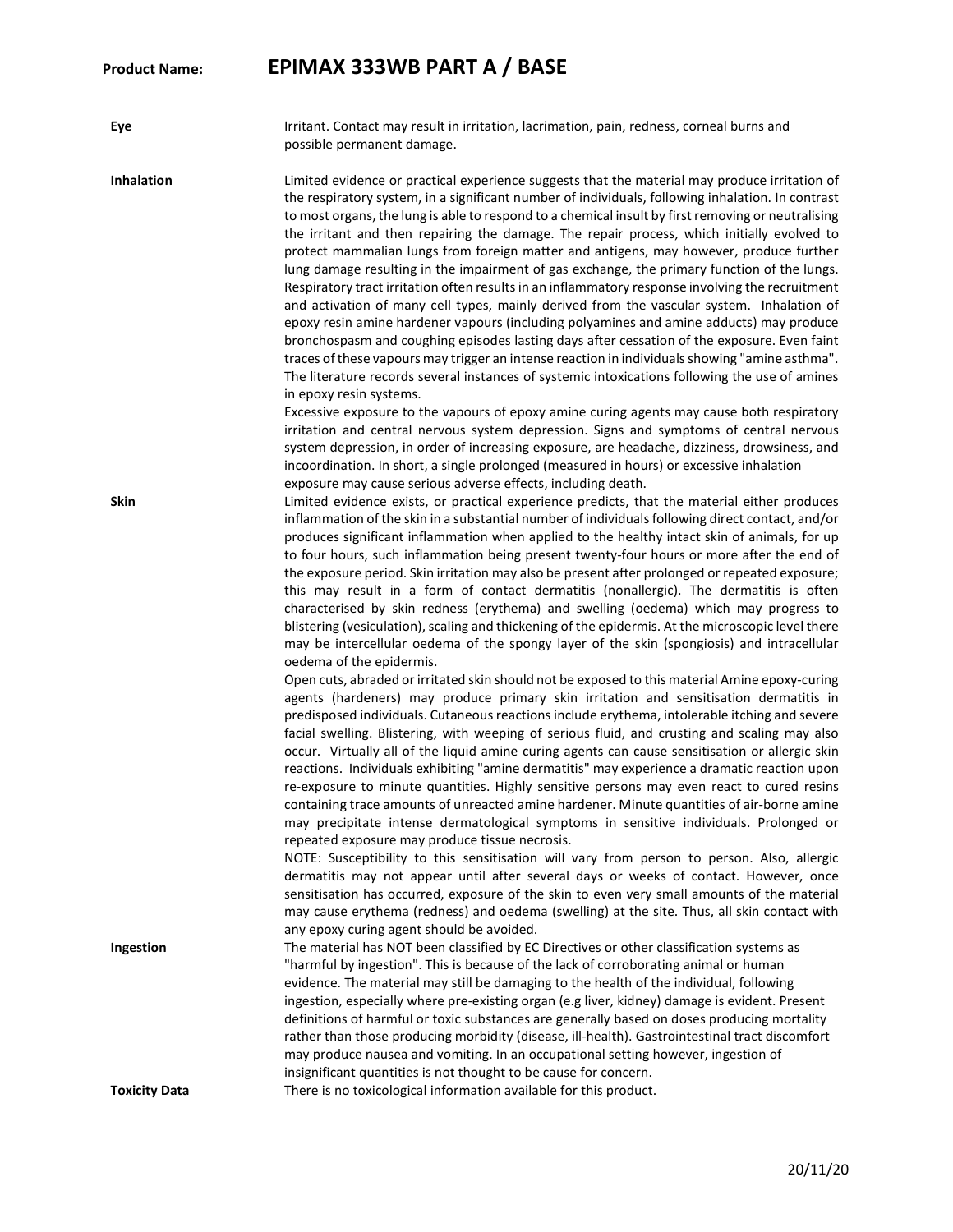**Product Name: EPIMAX 333WB PART A / BASE**

**Eye**

Irritant. Contact may result in irritation, lacrimation, pain, redness, corneal burns and possible permanent damage.

**Inhalation**

Limited evidence or practical experience suggests that the material may produce irritation of the respiratory system, in a significant number of individuals, following inhalation. In contrast to most organs, the lung is able to respond to a chemical insult by first removing or neutralising the irritant and then repairing the damage. The repair process, which initially evolved to protect mammalian lungs from foreign matter and antigens, may however, produce further lung damage resulting in the impairment of gas exchange, the primary function of the lungs. Respiratory tract irritation often results in an inflammatory response involving the recruitment and activation of many cell types, mainly derived from the vascular system. Inhalation of epoxy resin amine hardener vapours (including polyamines and amine adducts) may produce bronchospasm and coughing episodes lasting days after cessation of the exposure. Even faint traces of these vapours may trigger an intense reaction in individuals showing "amine asthma". The literature records several instances of systemic intoxications following the use of amines in epoxy resin systems.

Excessive exposure to the vapours of epoxy amine curing agents may cause both respiratory irritation and central nervous system depression. Signs and symptoms of central nervous system depression, in order of increasing exposure, are headache, dizziness, drowsiness, and incoordination. In short, a single prolonged (measured in hours) or excessive inhalation exposure may cause serious adverse effects, including death.

**Skin**

Limited evidence exists, or practical experience predicts, that the material either produces inflammation of the skin in a substantial number of individuals following direct contact, and/or produces significant inflammation when applied to the healthy intact skin of animals, for up to four hours, such inflammation being present twenty-four hours or more after the end of the exposure period. Skin irritation may also be present after prolonged or repeated exposure; this may result in a form of contact dermatitis (nonallergic). The dermatitis is often characterised by skin redness (erythema) and swelling (oedema) which may progress to blistering (vesiculation), scaling and thickening of the epidermis. At the microscopic level there may be intercellular oedema of the spongy layer of the skin (spongiosis) and intracellular oedema of the epidermis.

Open cuts, abraded or irritated skin should not be exposed to this material Amine epoxy-curing agents (hardeners) may produce primary skin irritation and sensitisation dermatitis in predisposed individuals. Cutaneous reactions include erythema, intolerable itching and severe facial swelling. Blistering, with weeping of serious fluid, and crusting and scaling may also occur. Virtually all of the liquid amine curing agents can cause sensitisation or allergic skin reactions. Individuals exhibiting "amine dermatitis" may experience a dramatic reaction upon re-exposure to minute quantities. Highly sensitive persons may even react to cured resins containing trace amounts of unreacted amine hardener. Minute quantities of air-borne amine may precipitate intense dermatological symptoms in sensitive individuals. Prolonged or repeated exposure may produce tissue necrosis.

NOTE: Susceptibility to this sensitisation will vary from person to person. Also, allergic dermatitis may not appear until after several days or weeks of contact. However, once sensitisation has occurred, exposure of the skin to even very small amounts of the material may cause erythema (redness) and oedema (swelling) at the site. Thus, all skin contact with any epoxy curing agent should be avoided.

**Ingestion**

The material has NOT been classified by EC Directives or other classification systems as "harmful by ingestion". This is because of the lack of corroborating animal or human evidence. The material may still be damaging to the health of the individual, following ingestion, especially where pre-existing organ (e.g liver, kidney) damage is evident. Present definitions of harmful or toxic substances are generally based on doses producing mortality rather than those producing morbidity (disease, ill-health). Gastrointestinal tract discomfort may produce nausea and vomiting. In an occupational setting however, ingestion of insignificant quantities is not thought to be cause for concern.

**Toxicity Data**

There is no toxicological information available for this product.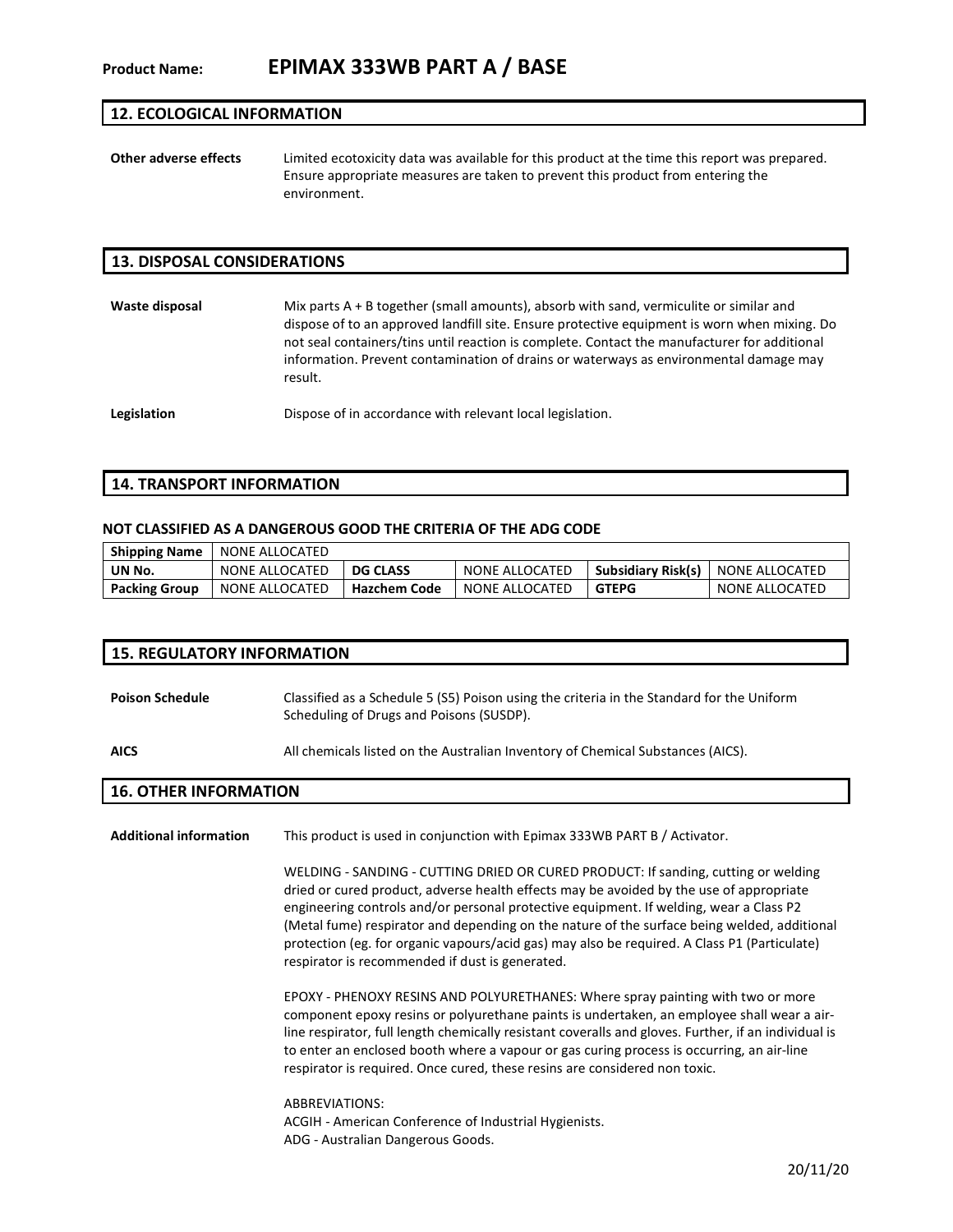**Product Name: EPIMAX 333WB PART A / BASE**

## 12. ECOLOGICAL INFORMATION

**Other adverse effects** Limited ecotoxicity data was available for this product at the time this report was prepared. Ensure appropriate measures are taken to prevent this product from entering the environment.

## 13. DISPOSAL CONSIDERATIONS

**Waste disposal** Mix parts A + B together (small amounts), absorb with sand, vermiculite or similar and dispose of to an approved landfill site. Ensure protective equipment is worn when mixing. Do not seal containers/tins until reaction is complete. Contact the manufacturer for additional information. Prevent contamination of drains or waterways as environmental damage may result.

**Legislation** Dispose of in accordance with relevant local legislation.

## 14. TRANSPORT INFORMATION

**NOT CLASSIFIED AS A DANGEROUS GOOD THE CRITERIA OF THE ADG CODE**

| **Shipping Name** | NONE ALLOCATED | | | | |
|---|---|---|---|---|---|
| **UN No.** | NONE ALLOCATED | **DG CLASS** | NONE ALLOCATED | **Subsidiary Risk(s)** | NONE ALLOCATED |
| **Packing Group** | NONE ALLOCATED | **Hazchem Code** | NONE ALLOCATED | **GTEPG** | NONE ALLOCATED |

## 15. REGULATORY INFORMATION

**Poison Schedule** Classified as a Schedule 5 (S5) Poison using the criteria in the Standard for the Uniform Scheduling of Drugs and Poisons (SUSDP).

**AICS** All chemicals listed on the Australian Inventory of Chemical Substances (AICS).

## 16. OTHER INFORMATION

**Additional information** This product is used in conjunction with Epimax 333WB PART B / Activator.

WELDING - SANDING - CUTTING DRIED OR CURED PRODUCT: If sanding, cutting or welding dried or cured product, adverse health effects may be avoided by the use of appropriate engineering controls and/or personal protective equipment. If welding, wear a Class P2 (Metal fume) respirator and depending on the nature of the surface being welded, additional protection (eg. for organic vapours/acid gas) may also be required. A Class P1 (Particulate) respirator is recommended if dust is generated.

EPOXY - PHENOXY RESINS AND POLYURETHANES: Where spray painting with two or more component epoxy resins or polyurethane paints is undertaken, an employee shall wear a air-line respirator, full length chemically resistant coveralls and gloves. Further, if an individual is to enter an enclosed booth where a vapour or gas curing process is occurring, an air-line respirator is required. Once cured, these resins are considered non toxic.

ABBREVIATIONS:
ACGIH - American Conference of Industrial Hygienists.
ADG - Australian Dangerous Goods.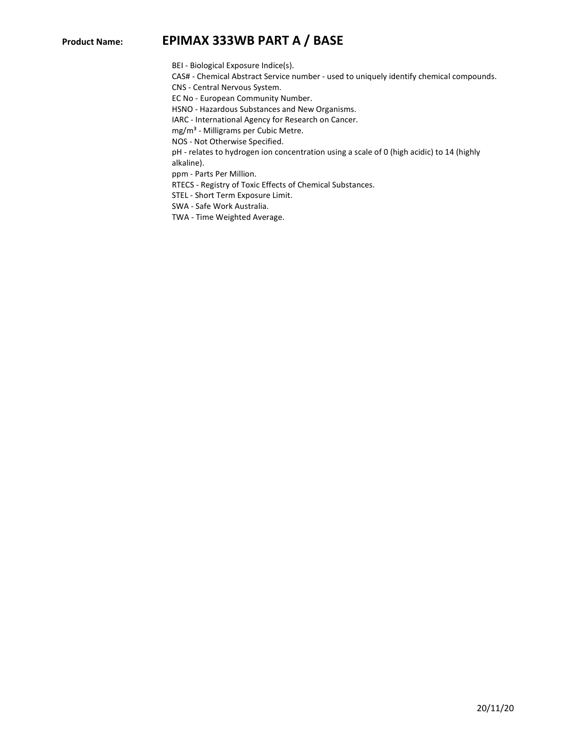BEI - Biological Exposure Indice(s).
CAS# - Chemical Abstract Service number - used to uniquely identify chemical compounds.
CNS - Central Nervous System.
EC No - European Community Number.
HSNO - Hazardous Substances and New Organisms.
IARC - International Agency for Research on Cancer.
mg/m³ - Milligrams per Cubic Metre.
NOS - Not Otherwise Specified.
pH - relates to hydrogen ion concentration using a scale of 0 (high acidic) to 14 (highly alkaline).
ppm - Parts Per Million.
RTECS - Registry of Toxic Effects of Chemical Substances.
STEL - Short Term Exposure Limit.
SWA - Safe Work Australia.
TWA - Time Weighted Average.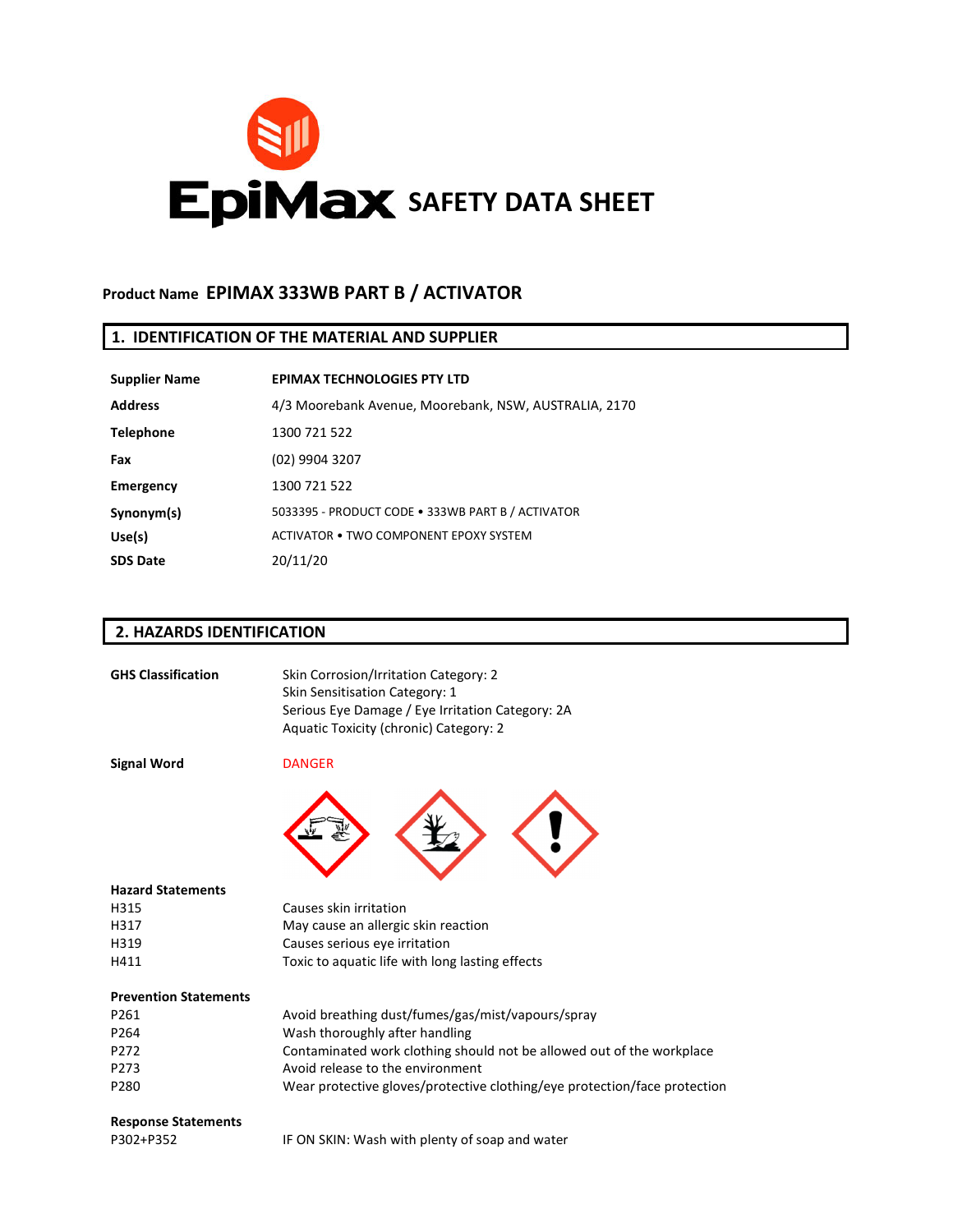# EpiMax SAFETY DATA SHEET

**Product Name** **EPIMAX 333WB PART B / ACTIVATOR**

## 1. IDENTIFICATION OF THE MATERIAL AND SUPPLIER

| | |
|---|---|
| **Supplier Name** | **EPIMAX TECHNOLOGIES PTY LTD** |
| **Address** | 4/3 Moorebank Avenue, Moorebank, NSW, AUSTRALIA, 2170 |
| **Telephone** | 1300 721 522 |
| **Fax** | (02) 9904 3207 |
| **Emergency** | 1300 721 522 |
| **Synonym(s)** | 5033395 - PRODUCT CODE • 333WB PART B / ACTIVATOR |
| **Use(s)** | ACTIVATOR • TWO COMPONENT EPOXY SYSTEM |
| **SDS Date** | 20/11/20 |

## 2. HAZARDS IDENTIFICATION

**GHS Classification**

Skin Corrosion/Irritation Category: 2
Skin Sensitisation Category: 1
Serious Eye Damage / Eye Irritation Category: 2A
Aquatic Toxicity (chronic) Category: 2

**Signal Word** DANGER

**Hazard Statements**

| | |
|---|---|
| H315 | Causes skin irritation |
| H317 | May cause an allergic skin reaction |
| H319 | Causes serious eye irritation |
| H411 | Toxic to aquatic life with long lasting effects |

**Prevention Statements**

| | |
|---|---|
| P261 | Avoid breathing dust/fumes/gas/mist/vapours/spray |
| P264 | Wash thoroughly after handling |
| P272 | Contaminated work clothing should not be allowed out of the workplace |
| P273 | Avoid release to the environment |
| P280 | Wear protective gloves/protective clothing/eye protection/face protection |

**Response Statements**

| | |
|---|---|
| P302+P352 | IF ON SKIN: Wash with plenty of soap and water |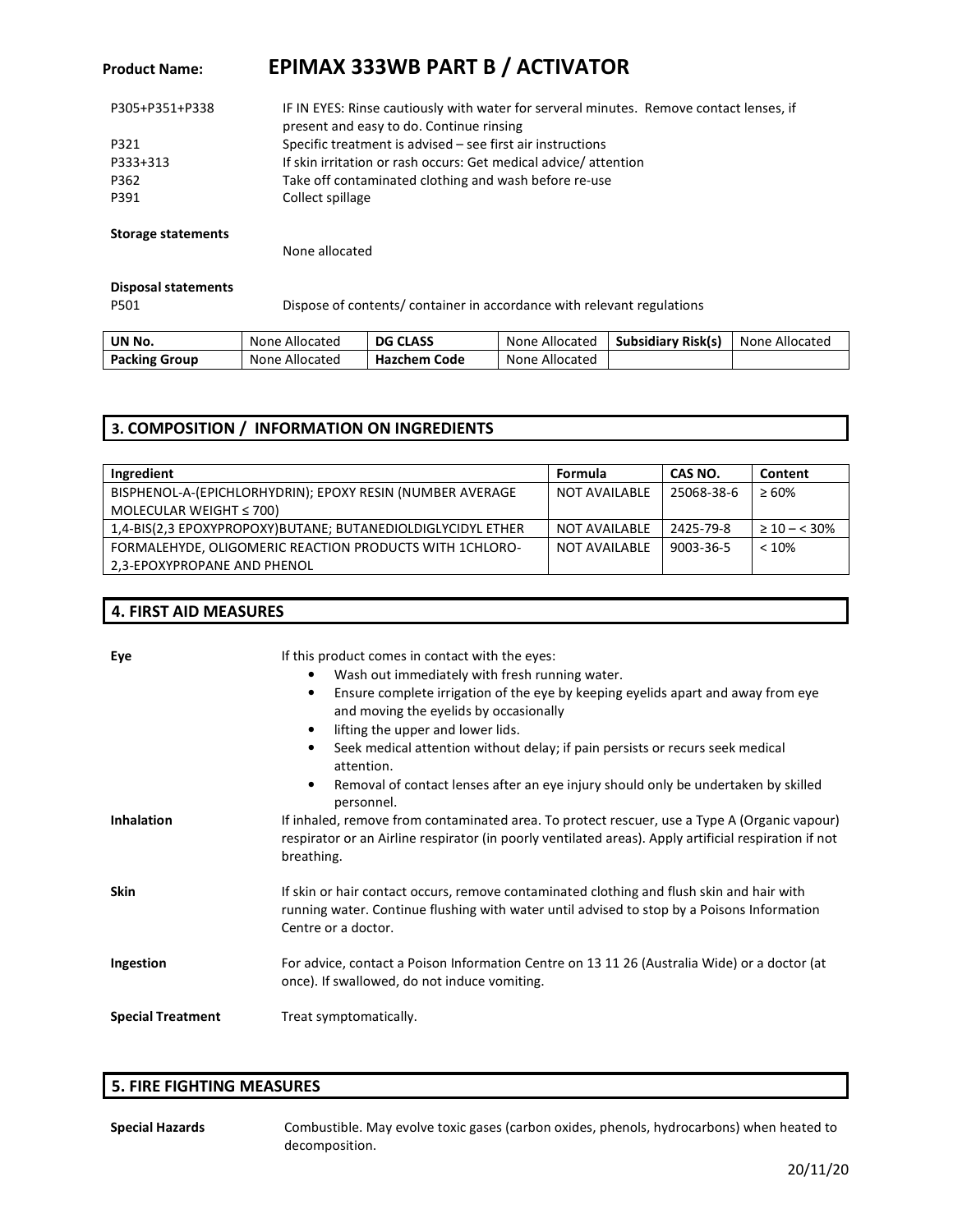**Product Name:** **EPIMAX 333WB PART B / ACTIVATOR**

| | |
|---|---|
| P305+P351+P338 | IF IN EYES: Rinse cautiously with water for serveral minutes. Remove contact lenses, if present and easy to do. Continue rinsing |
| P321 | Specific treatment is advised – see first air instructions |
| P333+313 | If skin irritation or rash occurs: Get medical advice/ attention |
| P362 | Take off contaminated clothing and wash before re-use |
| P391 | Collect spillage |

**Storage statements**

None allocated

**Disposal statements**

P501 Dispose of contents/ container in accordance with relevant regulations

| UN No. | None Allocated | DG CLASS | None Allocated | Subsidiary Risk(s) | None Allocated |
|---|---|---|---|---|---|
| Packing Group | None Allocated | Hazchem Code | None Allocated | | |

## 3. COMPOSITION / INFORMATION ON INGREDIENTS

| Ingredient | Formula | CAS NO. | Content |
|---|---|---|---|
| BISPHENOL-A-(EPICHLORHYDRIN); EPOXY RESIN (NUMBER AVERAGE MOLECULAR WEIGHT ≤ 700) | NOT AVAILABLE | 25068-38-6 | ≥ 60% |
| 1,4-BIS(2,3 EPOXYPROPOXY)BUTANE; BUTANEDIOLDIGLYCIDYL ETHER | NOT AVAILABLE | 2425-79-8 | ≥ 10 – < 30% |
| FORMALEHYDE, OLIGOMERIC REACTION PRODUCTS WITH 1CHLORO-2,3-EPOXYPROPANE AND PHENOL | NOT AVAILABLE | 9003-36-5 | < 10% |

## 4. FIRST AID MEASURES

**Eye**

If this product comes in contact with the eyes:

- Wash out immediately with fresh running water.
- Ensure complete irrigation of the eye by keeping eyelids apart and away from eye and moving the eyelids by occasionally
- lifting the upper and lower lids.
- Seek medical attention without delay; if pain persists or recurs seek medical attention.
- Removal of contact lenses after an eye injury should only be undertaken by skilled personnel.

**Inhalation**

If inhaled, remove from contaminated area. To protect rescuer, use a Type A (Organic vapour) respirator or an Airline respirator (in poorly ventilated areas). Apply artificial respiration if not breathing.

**Skin**

If skin or hair contact occurs, remove contaminated clothing and flush skin and hair with running water. Continue flushing with water until advised to stop by a Poisons Information Centre or a doctor.

**Ingestion**

For advice, contact a Poison Information Centre on 13 11 26 (Australia Wide) or a doctor (at once). If swallowed, do not induce vomiting.

**Special Treatment**

Treat symptomatically.

## 5. FIRE FIGHTING MEASURES

**Special Hazards**

Combustible. May evolve toxic gases (carbon oxides, phenols, hydrocarbons) when heated to decomposition.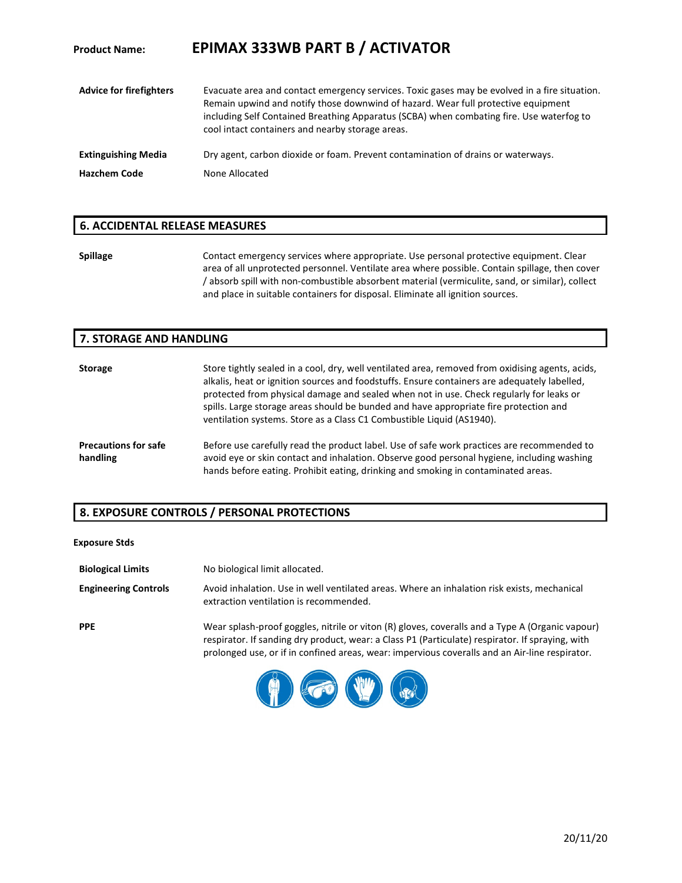**Product Name:** **EPIMAX 333WB PART B / ACTIVATOR**

**Advice for firefighters** Evacuate area and contact emergency services. Toxic gases may be evolved in a fire situation. Remain upwind and notify those downwind of hazard. Wear full protective equipment including Self Contained Breathing Apparatus (SCBA) when combating fire. Use waterfog to cool intact containers and nearby storage areas.

**Extinguishing Media** Dry agent, carbon dioxide or foam. Prevent contamination of drains or waterways.

**Hazchem Code** None Allocated

## 6. ACCIDENTAL RELEASE MEASURES

**Spillage** Contact emergency services where appropriate. Use personal protective equipment. Clear area of all unprotected personnel. Ventilate area where possible. Contain spillage, then cover / absorb spill with non-combustible absorbent material (vermiculite, sand, or similar), collect and place in suitable containers for disposal. Eliminate all ignition sources.

## 7. STORAGE AND HANDLING

**Storage** Store tightly sealed in a cool, dry, well ventilated area, removed from oxidising agents, acids, alkalis, heat or ignition sources and foodstuffs. Ensure containers are adequately labelled, protected from physical damage and sealed when not in use. Check regularly for leaks or spills. Large storage areas should be bunded and have appropriate fire protection and ventilation systems. Store as a Class C1 Combustible Liquid (AS1940).

**Precautions for safe handling** Before use carefully read the product label. Use of safe work practices are recommended to avoid eye or skin contact and inhalation. Observe good personal hygiene, including washing hands before eating. Prohibit eating, drinking and smoking in contaminated areas.

## 8. EXPOSURE CONTROLS / PERSONAL PROTECTIONS

**Exposure Stds**

**Biological Limits** No biological limit allocated.

**Engineering Controls** Avoid inhalation. Use in well ventilated areas. Where an inhalation risk exists, mechanical extraction ventilation is recommended.

**PPE** Wear splash-proof goggles, nitrile or viton (R) gloves, coveralls and a Type A (Organic vapour) respirator. If sanding dry product, wear: a Class P1 (Particulate) respirator. If spraying, with prolonged use, or if in confined areas, wear: impervious coveralls and an Air-line respirator.

20/11/20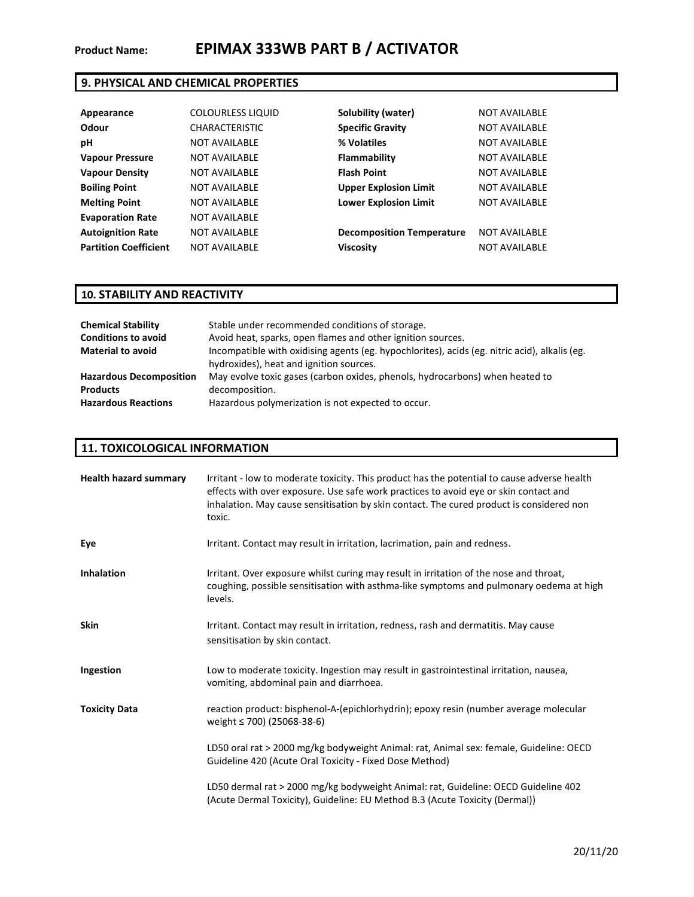**Product Name: EPIMAX 333WB PART B / ACTIVATOR**

## 9. PHYSICAL AND CHEMICAL PROPERTIES

| | | | |
|---|---|---|---|
| **Appearance** | COLOURLESS LIQUID | **Solubility (water)** | NOT AVAILABLE |
| **Odour** | CHARACTERISTIC | **Specific Gravity** | NOT AVAILABLE |
| **pH** | NOT AVAILABLE | **% Volatiles** | NOT AVAILABLE |
| **Vapour Pressure** | NOT AVAILABLE | **Flammability** | NOT AVAILABLE |
| **Vapour Density** | NOT AVAILABLE | **Flash Point** | NOT AVAILABLE |
| **Boiling Point** | NOT AVAILABLE | **Upper Explosion Limit** | NOT AVAILABLE |
| **Melting Point** | NOT AVAILABLE | **Lower Explosion Limit** | NOT AVAILABLE |
| **Evaporation Rate** | NOT AVAILABLE | | |
| **Autoignition Rate** | NOT AVAILABLE | **Decomposition Temperature** | NOT AVAILABLE |
| **Partition Coefficient** | NOT AVAILABLE | **Viscosity** | NOT AVAILABLE |

## 10. STABILITY AND REACTIVITY

| | |
|---|---|
| **Chemical Stability** | Stable under recommended conditions of storage. |
| **Conditions to avoid** | Avoid heat, sparks, open flames and other ignition sources. |
| **Material to avoid** | Incompatible with oxidising agents (eg. hypochlorites), acids (eg. nitric acid), alkalis (eg. hydroxides), heat and ignition sources. |
| **Hazardous Decomposition Products** | May evolve toxic gases (carbon oxides, phenols, hydrocarbons) when heated to decomposition. |
| **Hazardous Reactions** | Hazardous polymerization is not expected to occur. |

## 11. TOXICOLOGICAL INFORMATION

**Health hazard summary**
Irritant - low to moderate toxicity. This product has the potential to cause adverse health effects with over exposure. Use safe work practices to avoid eye or skin contact and inhalation. May cause sensitisation by skin contact. The cured product is considered non toxic.

**Eye**
Irritant. Contact may result in irritation, lacrimation, pain and redness.

**Inhalation**
Irritant. Over exposure whilst curing may result in irritation of the nose and throat, coughing, possible sensitisation with asthma-like symptoms and pulmonary oedema at high levels.

**Skin**
Irritant. Contact may result in irritation, redness, rash and dermatitis. May cause sensitisation by skin contact.

**Ingestion**
Low to moderate toxicity. Ingestion may result in gastrointestinal irritation, nausea, vomiting, abdominal pain and diarrhoea.

**Toxicity Data**
reaction product: bisphenol-A-(epichlorhydrin); epoxy resin (number average molecular weight ≤ 700) (25068-38-6)

LD50 oral rat > 2000 mg/kg bodyweight Animal: rat, Animal sex: female, Guideline: OECD Guideline 420 (Acute Oral Toxicity - Fixed Dose Method)

LD50 dermal rat > 2000 mg/kg bodyweight Animal: rat, Guideline: OECD Guideline 402 (Acute Dermal Toxicity), Guideline: EU Method B.3 (Acute Toxicity (Dermal))

20/11/20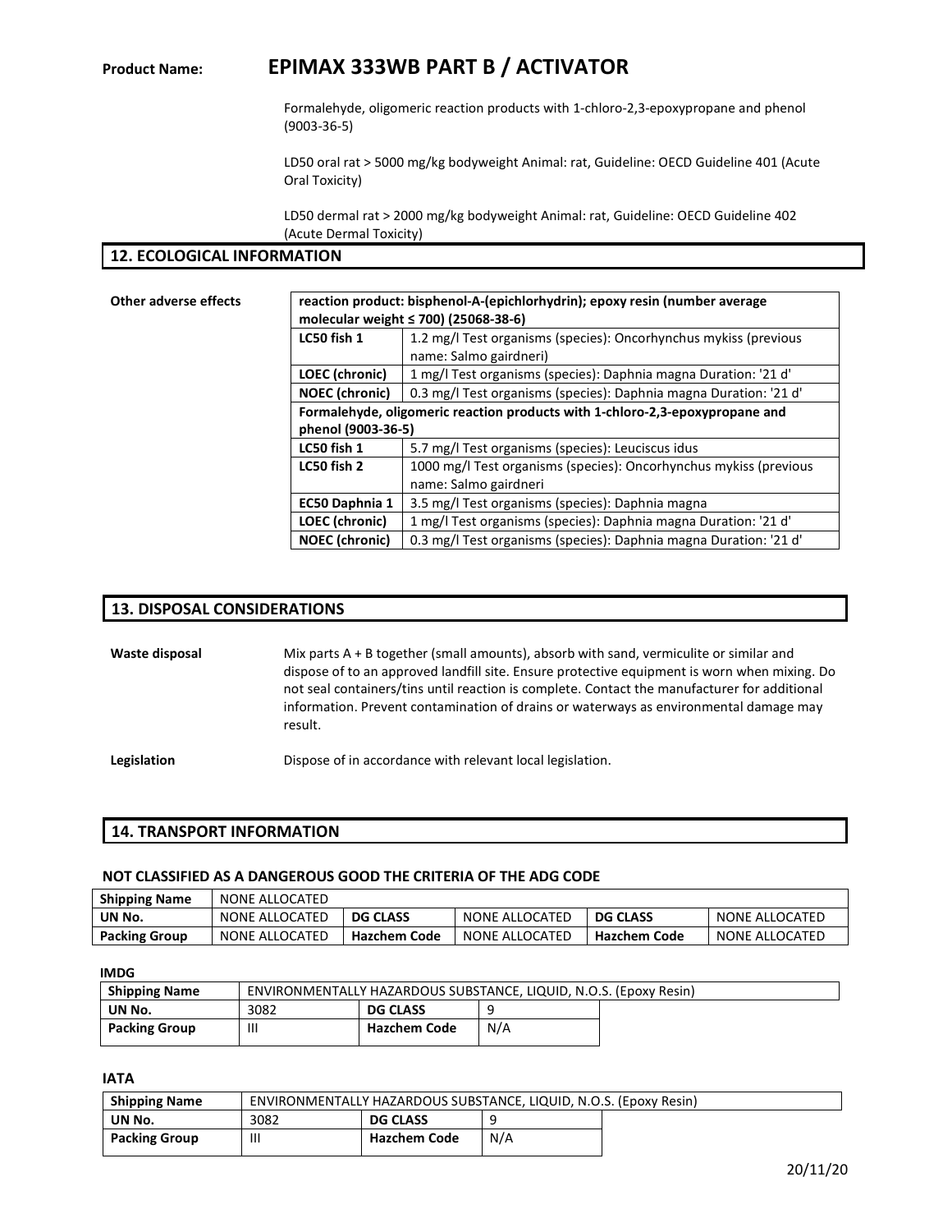**Product Name: EPIMAX 333WB PART B / ACTIVATOR**

Formalehyde, oligomeric reaction products with 1-chloro-2,3-epoxypropane and phenol (9003-36-5)

LD50 oral rat > 5000 mg/kg bodyweight Animal: rat, Guideline: OECD Guideline 401 (Acute Oral Toxicity)

LD50 dermal rat > 2000 mg/kg bodyweight Animal: rat, Guideline: OECD Guideline 402 (Acute Dermal Toxicity)

## 12. ECOLOGICAL INFORMATION

**Other adverse effects**

| reaction product: bisphenol-A-(epichlorhydrin); epoxy resin (number average molecular weight ≤ 700) (25068-38-6) | |
|---|---|
| **LC50 fish 1** | 1.2 mg/l Test organisms (species): Oncorhynchus mykiss (previous name: Salmo gairdneri) |
| **LOEC (chronic)** | 1 mg/l Test organisms (species): Daphnia magna Duration: '21 d' |
| **NOEC (chronic)** | 0.3 mg/l Test organisms (species): Daphnia magna Duration: '21 d' |
| **Formalehyde, oligomeric reaction products with 1-chloro-2,3-epoxypropane and phenol (9003-36-5)** | |
| **LC50 fish 1** | 5.7 mg/l Test organisms (species): Leuciscus idus |
| **LC50 fish 2** | 1000 mg/l Test organisms (species): Oncorhynchus mykiss (previous name: Salmo gairdneri |
| **EC50 Daphnia 1** | 3.5 mg/l Test organisms (species): Daphnia magna |
| **LOEC (chronic)** | 1 mg/l Test organisms (species): Daphnia magna Duration: '21 d' |
| **NOEC (chronic)** | 0.3 mg/l Test organisms (species): Daphnia magna Duration: '21 d' |

## 13. DISPOSAL CONSIDERATIONS

**Waste disposal** Mix parts A + B together (small amounts), absorb with sand, vermiculite or similar and dispose of to an approved landfill site. Ensure protective equipment is worn when mixing. Do not seal containers/tins until reaction is complete. Contact the manufacturer for additional information. Prevent contamination of drains or waterways as environmental damage may result.

**Legislation** Dispose of in accordance with relevant local legislation.

## 14. TRANSPORT INFORMATION

### NOT CLASSIFIED AS A DANGEROUS GOOD THE CRITERIA OF THE ADG CODE

| **Shipping Name** | NONE ALLOCATED | | | | |
|---|---|---|---|---|---|
| **UN No.** | NONE ALLOCATED | **DG CLASS** | NONE ALLOCATED | **DG CLASS** | NONE ALLOCATED |
| **Packing Group** | NONE ALLOCATED | **Hazchem Code** | NONE ALLOCATED | **Hazchem Code** | NONE ALLOCATED |

**IMDG**

| **Shipping Name** | ENVIRONMENTALLY HAZARDOUS SUBSTANCE, LIQUID, N.O.S. (Epoxy Resin) | | |
|---|---|---|---|
| **UN No.** | 3082 | **DG CLASS** | 9 |
| **Packing Group** | III | **Hazchem Code** | N/A |

**IATA**

| **Shipping Name** | ENVIRONMENTALLY HAZARDOUS SUBSTANCE, LIQUID, N.O.S. (Epoxy Resin) | | |
|---|---|---|---|
| **UN No.** | 3082 | **DG CLASS** | 9 |
| **Packing Group** | III | **Hazchem Code** | N/A |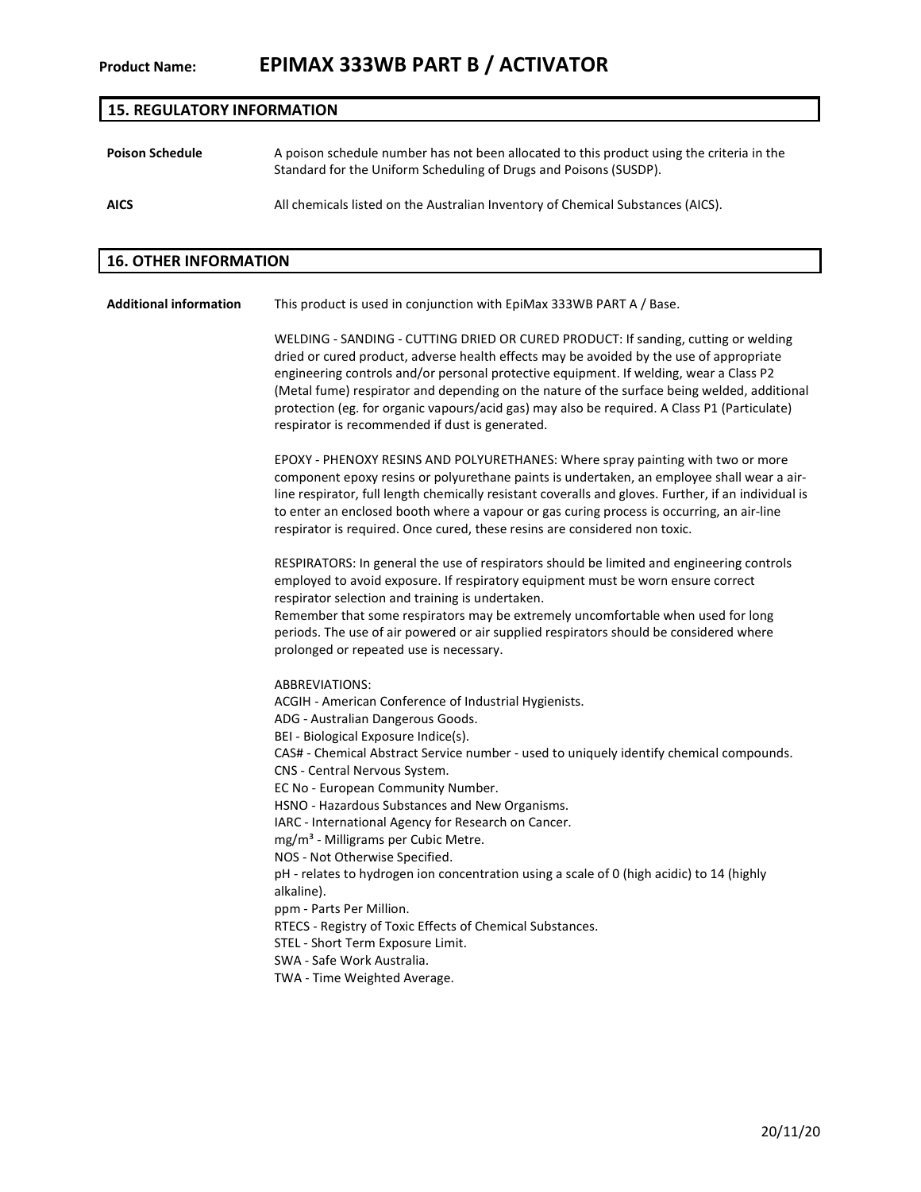**Product Name:** **EPIMAX 333WB PART B / ACTIVATOR**

## 15. REGULATORY INFORMATION

**Poison Schedule** A poison schedule number has not been allocated to this product using the criteria in the Standard for the Uniform Scheduling of Drugs and Poisons (SUSDP).

**AICS** All chemicals listed on the Australian Inventory of Chemical Substances (AICS).

## 16. OTHER INFORMATION

**Additional information** This product is used in conjunction with EpiMax 333WB PART A / Base.

WELDING - SANDING - CUTTING DRIED OR CURED PRODUCT: If sanding, cutting or welding dried or cured product, adverse health effects may be avoided by the use of appropriate engineering controls and/or personal protective equipment. If welding, wear a Class P2 (Metal fume) respirator and depending on the nature of the surface being welded, additional protection (eg. for organic vapours/acid gas) may also be required. A Class P1 (Particulate) respirator is recommended if dust is generated.

EPOXY - PHENOXY RESINS AND POLYURETHANES: Where spray painting with two or more component epoxy resins or polyurethane paints is undertaken, an employee shall wear a air-line respirator, full length chemically resistant coveralls and gloves. Further, if an individual is to enter an enclosed booth where a vapour or gas curing process is occurring, an air-line respirator is required. Once cured, these resins are considered non toxic.

RESPIRATORS: In general the use of respirators should be limited and engineering controls employed to avoid exposure. If respiratory equipment must be worn ensure correct respirator selection and training is undertaken.
Remember that some respirators may be extremely uncomfortable when used for long periods. The use of air powered or air supplied respirators should be considered where prolonged or repeated use is necessary.

ABBREVIATIONS:
ACGIH - American Conference of Industrial Hygienists.
ADG - Australian Dangerous Goods.
BEI - Biological Exposure Indice(s).
CAS# - Chemical Abstract Service number - used to uniquely identify chemical compounds.
CNS - Central Nervous System.
EC No - European Community Number.
HSNO - Hazardous Substances and New Organisms.
IARC - International Agency for Research on Cancer.
$mg/m^3$ - Milligrams per Cubic Metre.
NOS - Not Otherwise Specified.
pH - relates to hydrogen ion concentration using a scale of 0 (high acidic) to 14 (highly alkaline).
ppm - Parts Per Million.
RTECS - Registry of Toxic Effects of Chemical Substances.
STEL - Short Term Exposure Limit.
SWA - Safe Work Australia.
TWA - Time Weighted Average.

20/11/20